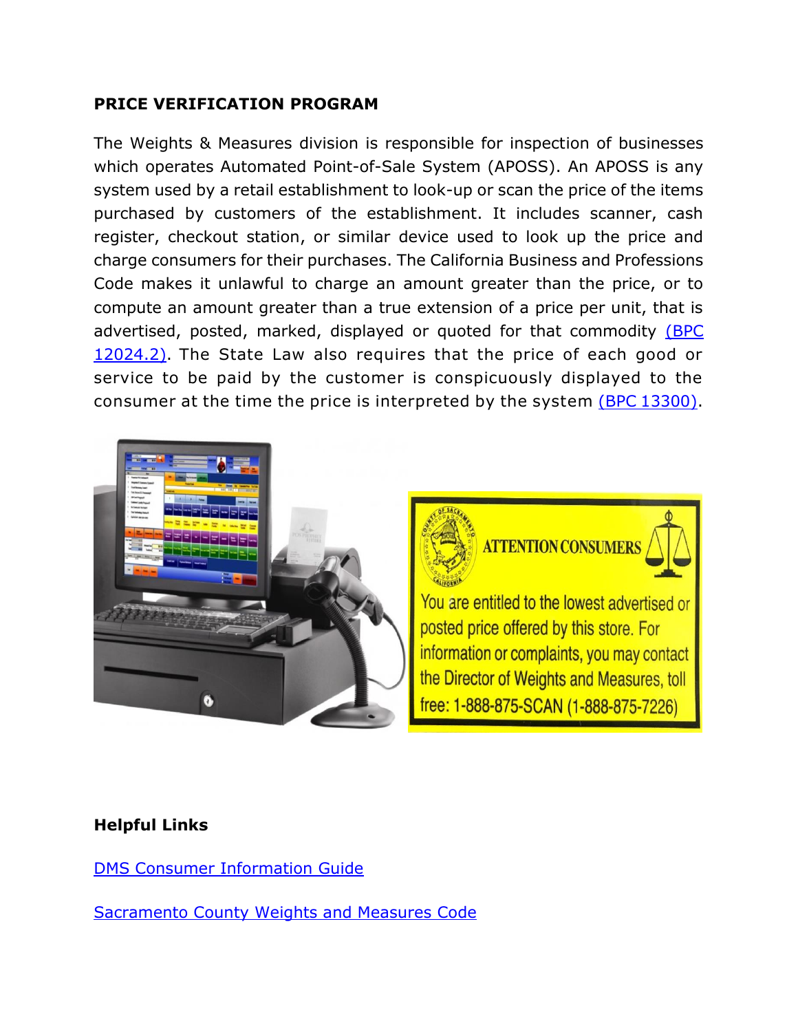**PRICE VERIFICATION PROGRAM**

The Weights & Measures division is responsible for inspection of businesses which operates Automated Point-of-Sale System (APOSS). An APOSS is any system used by a retail establishment to look-up or scan the price of the items purchased by customers of the establishment. It includes scanner, cash register, checkout station, or similar device used to look up the price and charge consumers for their purchases. The California Business and Professions Code makes it unlawful to charge an amount greater than the price, or to compute an amount greater than a true extension of a price per unit, that is advertised, posted, marked, displayed or quoted for that commodity (BPC 12024.2). The State Law also requires that the price of each good or service to be paid by the customer is conspicuously displayed to the consumer at the time the price is interpreted by the system (BPC 13300).

ATTENTION CONSUMERS

You are entitled to the lowest advertised or posted price offered by this store. For information or complaints, you may contact the Director of Weights and Measures, toll free: 1-888-875-SCAN (1-888-875-7226)

**Helpful Links**

DMS Consumer Information Guide

Sacramento County Weights and Measures Code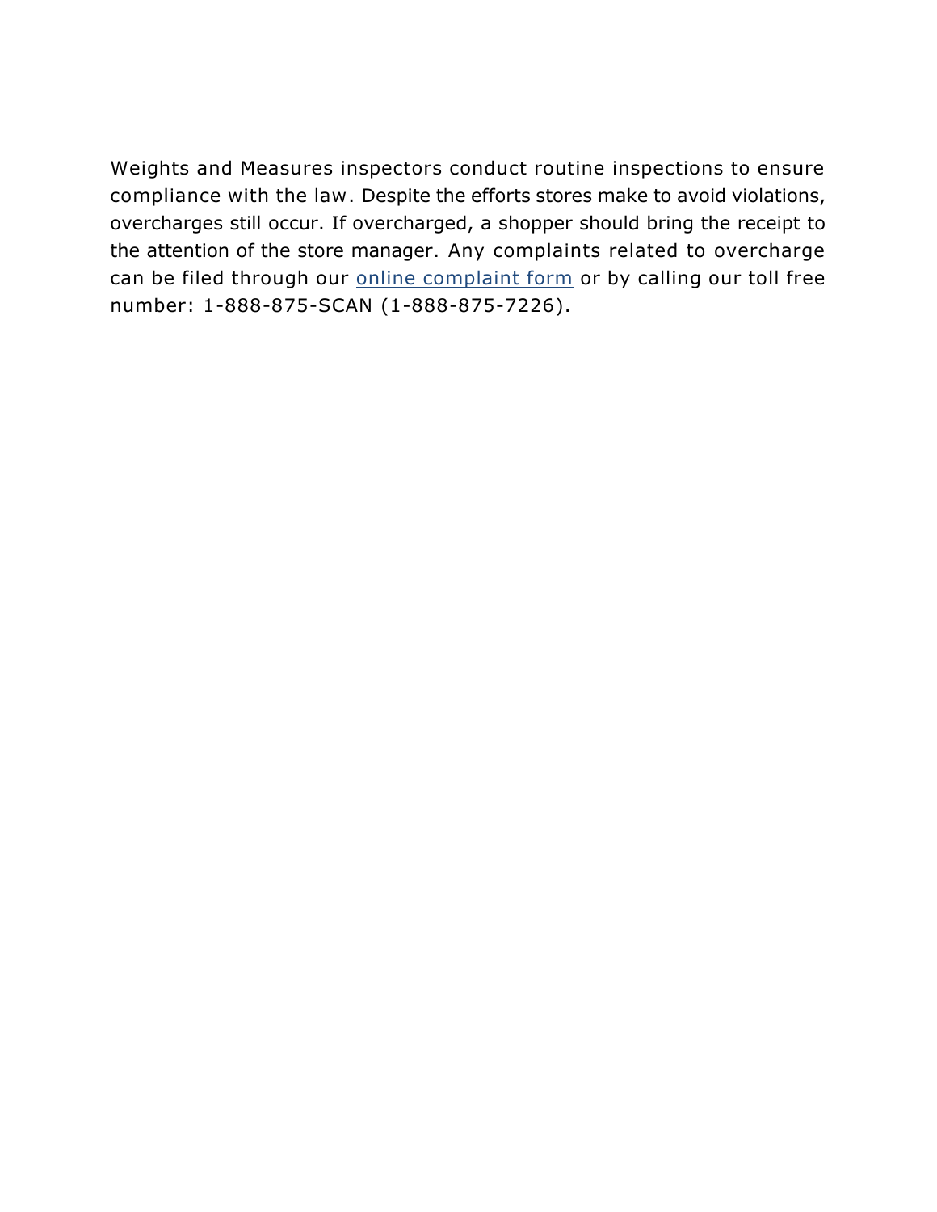Weights and Measures inspectors conduct routine inspections to ensure compliance with the law. Despite the efforts stores make to avoid violations, overcharges still occur. If overcharged, a shopper should bring the receipt to the attention of the store manager. Any complaints related to overcharge can be filed through our online complaint form or by calling our toll free number: 1-888-875-SCAN (1-888-875-7226).